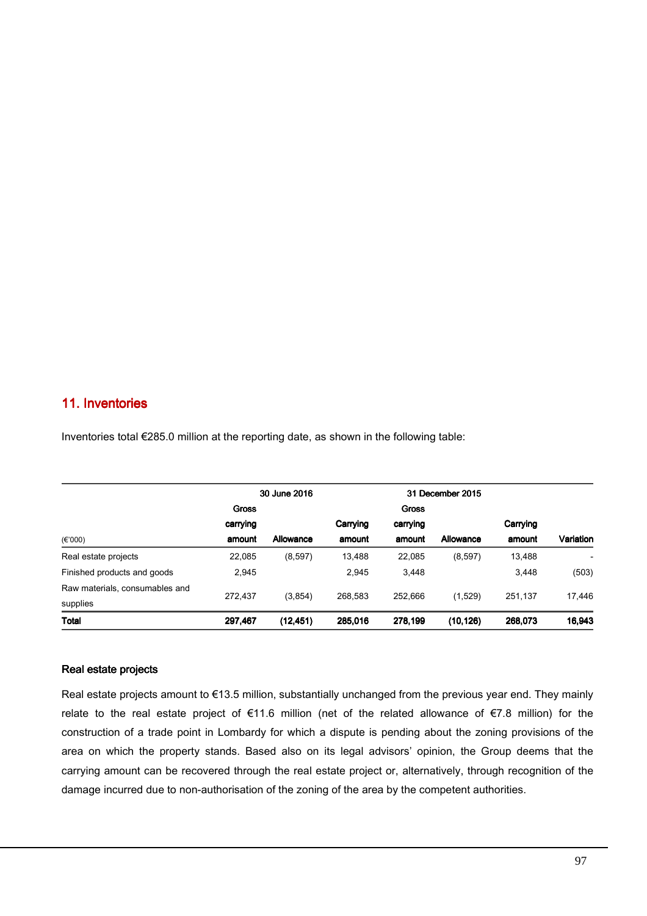## 11. Inventories

Inventories total €285.0 million at the reporting date, as shown in the following table:

| | 30 June 2016 | | | 31 December 2015 | | | |
|---|---|---|---|---|---|---|---|
| (€'000) | Gross carrying amount | Allowance | Carrying amount | Gross carrying amount | Allowance | Carrying amount | Variation |
| Real estate projects | 22,085 | (8,597) | 13,488 | 22,085 | (8,597) | 13,488 | - |
| Finished products and goods | 2,945 | | 2,945 | 3,448 | | 3,448 | (503) |
| Raw materials, consumables and supplies | 272,437 | (3,854) | 268,583 | 252,666 | (1,529) | 251,137 | 17,446 |
| **Total** | **297,467** | **(12,451)** | **285,016** | **278,199** | **(10,126)** | **268,073** | **16,943** |

### Real estate projects

Real estate projects amount to €13.5 million, substantially unchanged from the previous year end. They mainly relate to the real estate project of €11.6 million (net of the related allowance of €7.8 million) for the construction of a trade point in Lombardy for which a dispute is pending about the zoning provisions of the area on which the property stands. Based also on its legal advisors' opinion, the Group deems that the carrying amount can be recovered through the real estate project or, alternatively, through recognition of the damage incurred due to non-authorisation of the zoning of the area by the competent authorities.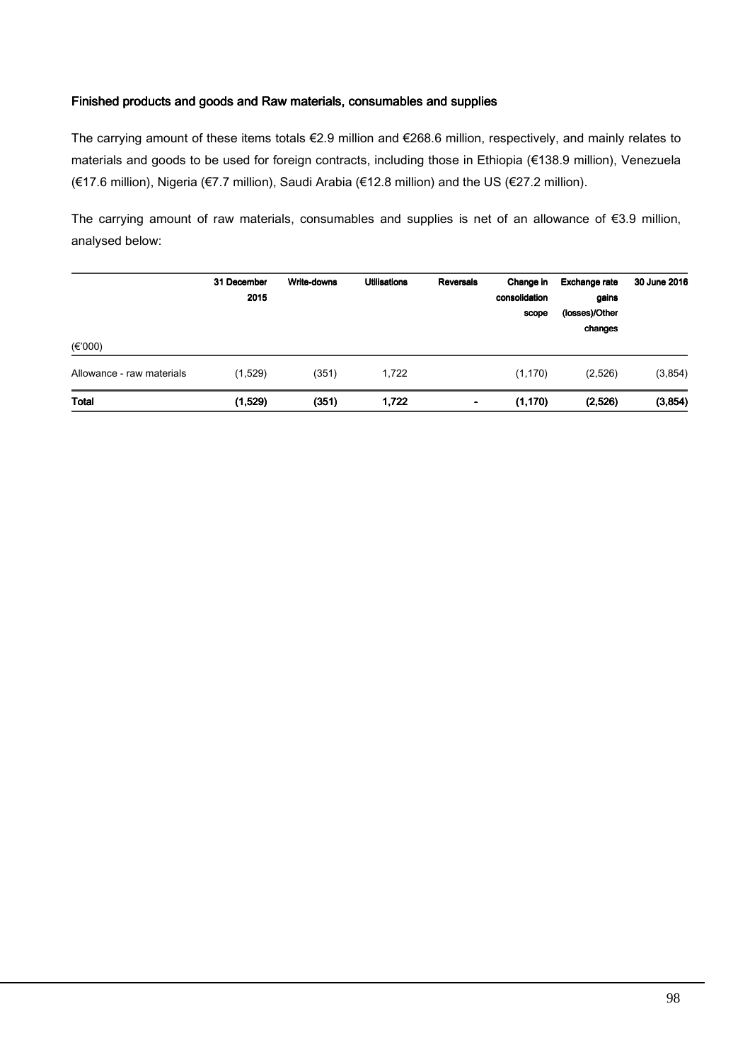### Finished products and goods and Raw materials, consumables and supplies

The carrying amount of these items totals €2.9 million and €268.6 million, respectively, and mainly relates to materials and goods to be used for foreign contracts, including those in Ethiopia (€138.9 million), Venezuela (€17.6 million), Nigeria (€7.7 million), Saudi Arabia (€12.8 million) and the US (€27.2 million).

The carrying amount of raw materials, consumables and supplies is net of an allowance of €3.9 million, analysed below:

| (€'000) | 31 December 2015 | Write-downs | Utilisations | Reversals | Change in consolidation scope | Exchange rate gains (losses)/Other changes | 30 June 2016 |
|---|---|---|---|---|---|---|---|
| Allowance - raw materials | (1,529) | (351) | 1,722 | | (1,170) | (2,526) | (3,854) |
| **Total** | **(1,529)** | **(351)** | **1,722** | **-** | **(1,170)** | **(2,526)** | **(3,854)** |